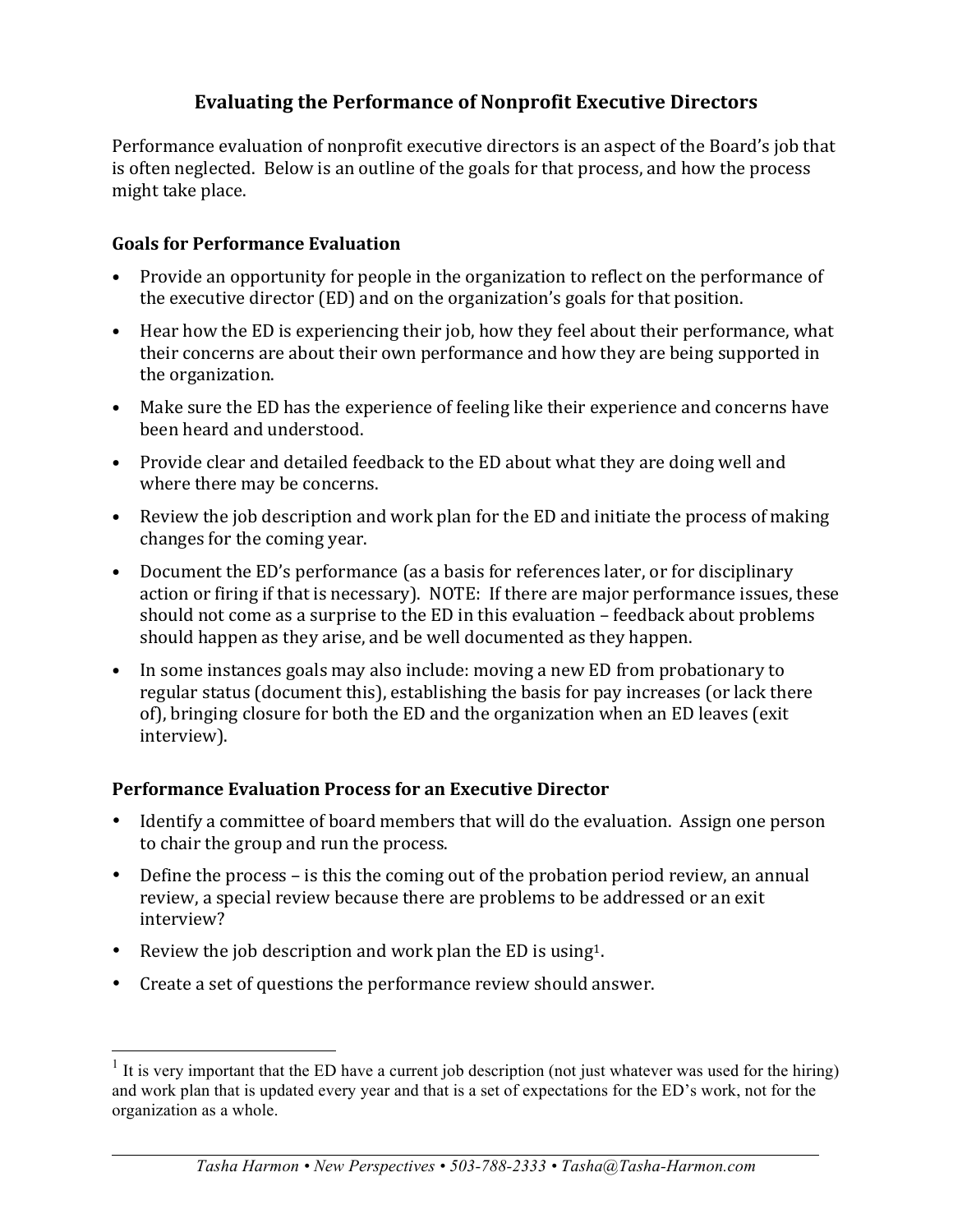# Evaluating the Performance of Nonprofit Executive Directors

Performance evaluation of nonprofit executive directors is an aspect of the Board's job that is often neglected. Below is an outline of the goals for that process, and how the process might take place.

## Goals for Performance Evaluation

- Provide an opportunity for people in the organization to reflect on the performance of the executive director (ED) and on the organization's goals for that position.
- Hear how the ED is experiencing their job, how they feel about their performance, what their concerns are about their own performance and how they are being supported in the organization.
- Make sure the ED has the experience of feeling like their experience and concerns have been heard and understood.
- Provide clear and detailed feedback to the ED about what they are doing well and where there may be concerns.
- Review the job description and work plan for the ED and initiate the process of making changes for the coming year.
- Document the ED's performance (as a basis for references later, or for disciplinary action or firing if that is necessary). NOTE: If there are major performance issues, these should not come as a surprise to the ED in this evaluation – feedback about problems should happen as they arise, and be well documented as they happen.
- In some instances goals may also include: moving a new ED from probationary to regular status (document this), establishing the basis for pay increases (or lack there of), bringing closure for both the ED and the organization when an ED leaves (exit interview).

## Performance Evaluation Process for an Executive Director

- Identify a committee of board members that will do the evaluation. Assign one person to chair the group and run the process.
- Define the process – is this the coming out of the probation period review, an annual review, a special review because there are problems to be addressed or an exit interview?
- Review the job description and work plan the ED is using[1].
- Create a set of questions the performance review should answer.

[1] It is very important that the ED have a current job description (not just whatever was used for the hiring) and work plan that is updated every year and that is a set of expectations for the ED's work, not for the organization as a whole.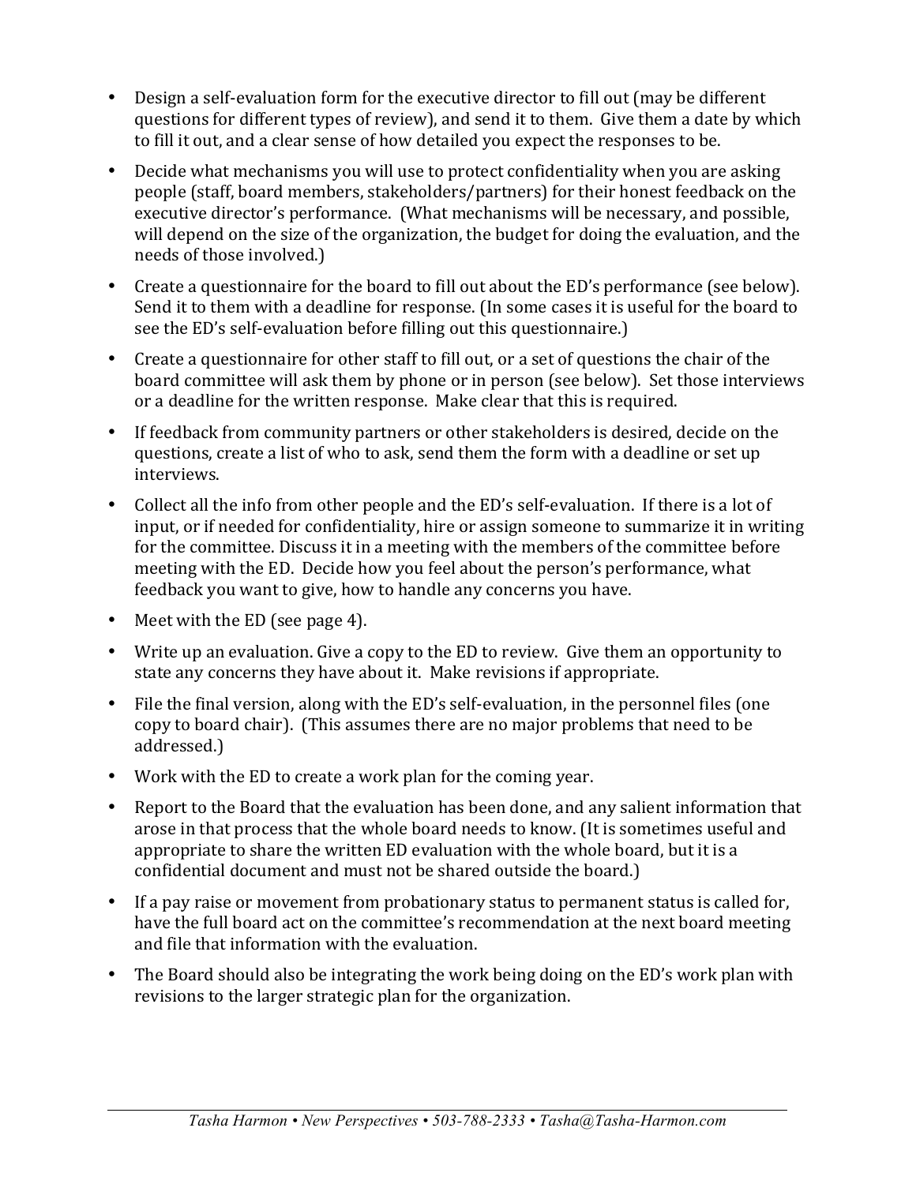- Design a self-evaluation form for the executive director to fill out (may be different questions for different types of review), and send it to them. Give them a date by which to fill it out, and a clear sense of how detailed you expect the responses to be.
- Decide what mechanisms you will use to protect confidentiality when you are asking people (staff, board members, stakeholders/partners) for their honest feedback on the executive director's performance. (What mechanisms will be necessary, and possible, will depend on the size of the organization, the budget for doing the evaluation, and the needs of those involved.)
- Create a questionnaire for the board to fill out about the ED's performance (see below). Send it to them with a deadline for response. (In some cases it is useful for the board to see the ED's self-evaluation before filling out this questionnaire.)
- Create a questionnaire for other staff to fill out, or a set of questions the chair of the board committee will ask them by phone or in person (see below). Set those interviews or a deadline for the written response. Make clear that this is required.
- If feedback from community partners or other stakeholders is desired, decide on the questions, create a list of who to ask, send them the form with a deadline or set up interviews.
- Collect all the info from other people and the ED's self-evaluation. If there is a lot of input, or if needed for confidentiality, hire or assign someone to summarize it in writing for the committee. Discuss it in a meeting with the members of the committee before meeting with the ED. Decide how you feel about the person's performance, what feedback you want to give, how to handle any concerns you have.
- Meet with the ED (see page 4).
- Write up an evaluation. Give a copy to the ED to review. Give them an opportunity to state any concerns they have about it. Make revisions if appropriate.
- File the final version, along with the ED's self-evaluation, in the personnel files (one copy to board chair). (This assumes there are no major problems that need to be addressed.)
- Work with the ED to create a work plan for the coming year.
- Report to the Board that the evaluation has been done, and any salient information that arose in that process that the whole board needs to know. (It is sometimes useful and appropriate to share the written ED evaluation with the whole board, but it is a confidential document and must not be shared outside the board.)
- If a pay raise or movement from probationary status to permanent status is called for, have the full board act on the committee's recommendation at the next board meeting and file that information with the evaluation.
- The Board should also be integrating the work being doing on the ED's work plan with revisions to the larger strategic plan for the organization.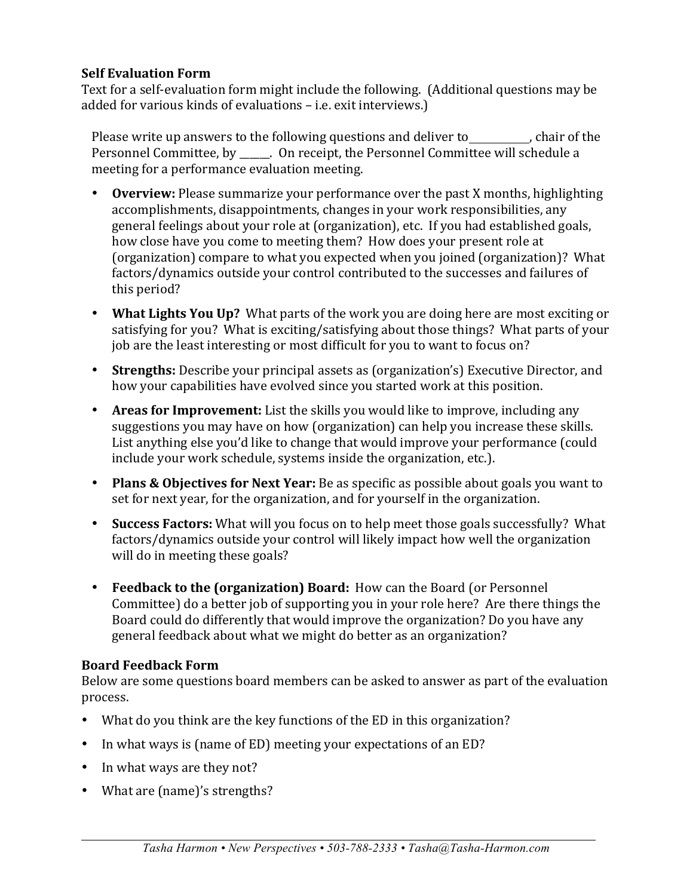**Self Evaluation Form**

Text for a self-evaluation form might include the following. (Additional questions may be added for various kinds of evaluations – i.e. exit interviews.)

Please write up answers to the following questions and deliver to___________, chair of the Personnel Committee, by ______. On receipt, the Personnel Committee will schedule a meeting for a performance evaluation meeting.

- **Overview:** Please summarize your performance over the past X months, highlighting accomplishments, disappointments, changes in your work responsibilities, any general feelings about your role at (organization), etc. If you had established goals, how close have you come to meeting them? How does your present role at (organization) compare to what you expected when you joined (organization)? What factors/dynamics outside your control contributed to the successes and failures of this period?
- **What Lights You Up?** What parts of the work you are doing here are most exciting or satisfying for you? What is exciting/satisfying about those things? What parts of your job are the least interesting or most difficult for you to want to focus on?
- **Strengths:** Describe your principal assets as (organization's) Executive Director, and how your capabilities have evolved since you started work at this position.
- **Areas for Improvement:** List the skills you would like to improve, including any suggestions you may have on how (organization) can help you increase these skills. List anything else you'd like to change that would improve your performance (could include your work schedule, systems inside the organization, etc.).
- **Plans & Objectives for Next Year:** Be as specific as possible about goals you want to set for next year, for the organization, and for yourself in the organization.
- **Success Factors:** What will you focus on to help meet those goals successfully? What factors/dynamics outside your control will likely impact how well the organization will do in meeting these goals?
- **Feedback to the (organization) Board:** How can the Board (or Personnel Committee) do a better job of supporting you in your role here? Are there things the Board could do differently that would improve the organization? Do you have any general feedback about what we might do better as an organization?

**Board Feedback Form**

Below are some questions board members can be asked to answer as part of the evaluation process.

- What do you think are the key functions of the ED in this organization?
- In what ways is (name of ED) meeting your expectations of an ED?
- In what ways are they not?
- What are (name)'s strengths?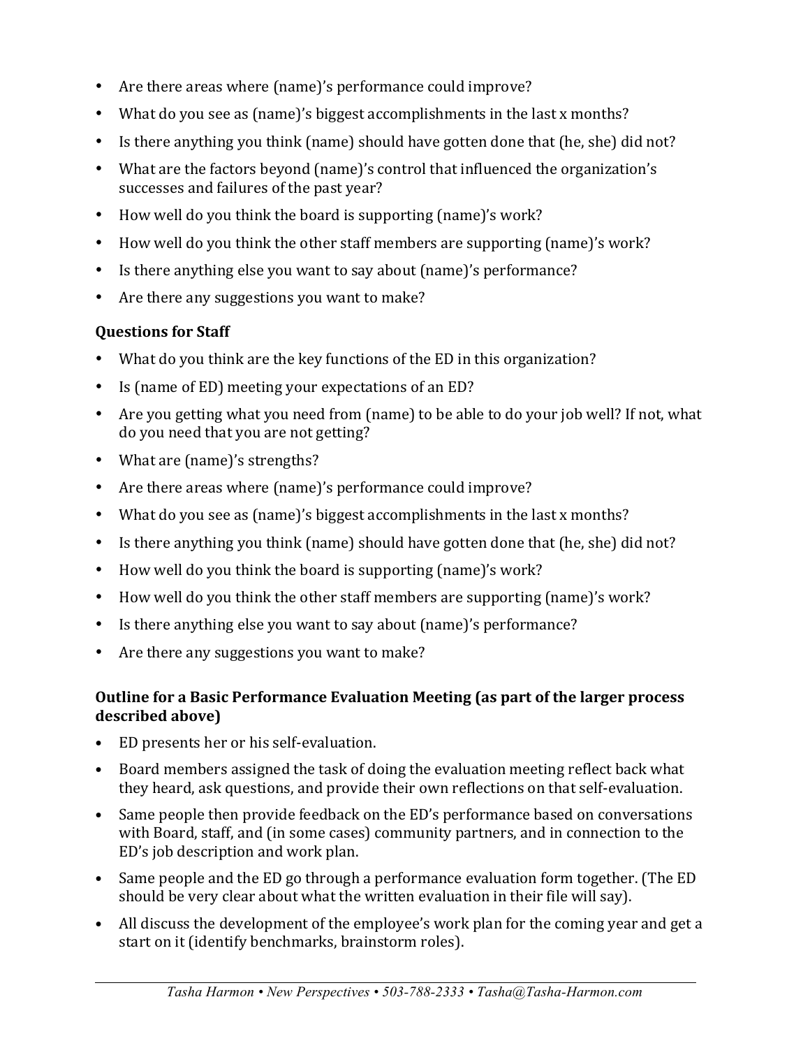- Are there areas where (name)'s performance could improve?
- What do you see as (name)'s biggest accomplishments in the last x months?
- Is there anything you think (name) should have gotten done that (he, she) did not?
- What are the factors beyond (name)'s control that influenced the organization's successes and failures of the past year?
- How well do you think the board is supporting (name)'s work?
- How well do you think the other staff members are supporting (name)'s work?
- Is there anything else you want to say about (name)'s performance?
- Are there any suggestions you want to make?

**Questions for Staff**

- What do you think are the key functions of the ED in this organization?
- Is (name of ED) meeting your expectations of an ED?
- Are you getting what you need from (name) to be able to do your job well? If not, what do you need that you are not getting?
- What are (name)'s strengths?
- Are there areas where (name)'s performance could improve?
- What do you see as (name)'s biggest accomplishments in the last x months?
- Is there anything you think (name) should have gotten done that (he, she) did not?
- How well do you think the board is supporting (name)'s work?
- How well do you think the other staff members are supporting (name)'s work?
- Is there anything else you want to say about (name)'s performance?
- Are there any suggestions you want to make?

**Outline for a Basic Performance Evaluation Meeting (as part of the larger process described above)**

- ED presents her or his self-evaluation.
- Board members assigned the task of doing the evaluation meeting reflect back what they heard, ask questions, and provide their own reflections on that self-evaluation.
- Same people then provide feedback on the ED's performance based on conversations with Board, staff, and (in some cases) community partners, and in connection to the ED's job description and work plan.
- Same people and the ED go through a performance evaluation form together. (The ED should be very clear about what the written evaluation in their file will say).
- All discuss the development of the employee's work plan for the coming year and get a start on it (identify benchmarks, brainstorm roles).